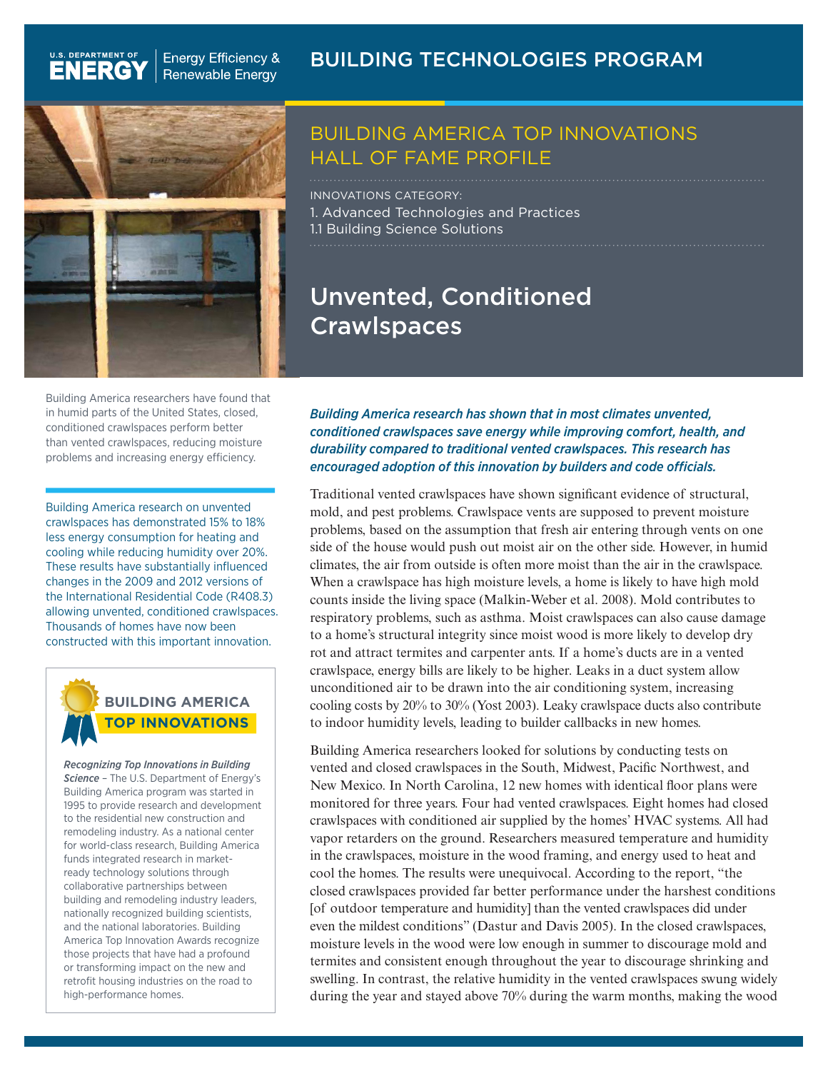U.S. DEPARTMENT OF ENERGY | Energy Efficiency & Renewable Energy

BUILDING TECHNOLOGIES PROGRAM

# BUILDING AMERICA TOP INNOVATIONS HALL OF FAME PROFILE

INNOVATIONS CATEGORY:
1. Advanced Technologies and Practices
1.1 Building Science Solutions

# Unvented, Conditioned Crawlspaces

Building America researchers have found that in humid parts of the United States, closed, conditioned crawlspaces perform better than vented crawlspaces, reducing moisture problems and increasing energy efficiency.

Building America research on unvented crawlspaces has demonstrated 15% to 18% less energy consumption for heating and cooling while reducing humidity over 20%. These results have substantially influenced changes in the 2009 and 2012 versions of the International Residential Code (R408.3) allowing unvented, conditioned crawlspaces. Thousands of homes have now been constructed with this important innovation.

**BUILDING AMERICA TOP INNOVATIONS**

***Recognizing Top Innovations in Building Science*** – The U.S. Department of Energy's Building America program was started in 1995 to provide research and development to the residential new construction and remodeling industry. As a national center for world-class research, Building America funds integrated research in market-ready technology solutions through collaborative partnerships between building and remodeling industry leaders, nationally recognized building scientists, and the national laboratories. Building America Top Innovation Awards recognize those projects that have had a profound or transforming impact on the new and retrofit housing industries on the road to high-performance homes.

***Building America research has shown that in most climates unvented, conditioned crawlspaces save energy while improving comfort, health, and durability compared to traditional vented crawlspaces. This research has encouraged adoption of this innovation by builders and code officials.***

Traditional vented crawlspaces have shown significant evidence of structural, mold, and pest problems. Crawlspace vents are supposed to prevent moisture problems, based on the assumption that fresh air entering through vents on one side of the house would push out moist air on the other side. However, in humid climates, the air from outside is often more moist than the air in the crawlspace. When a crawlspace has high moisture levels, a home is likely to have high mold counts inside the living space (Malkin-Weber et al. 2008). Mold contributes to respiratory problems, such as asthma. Moist crawlspaces can also cause damage to a home's structural integrity since moist wood is more likely to develop dry rot and attract termites and carpenter ants. If a home's ducts are in a vented crawlspace, energy bills are likely to be higher. Leaks in a duct system allow unconditioned air to be drawn into the air conditioning system, increasing cooling costs by 20% to 30% (Yost 2003). Leaky crawlspace ducts also contribute to indoor humidity levels, leading to builder callbacks in new homes.

Building America researchers looked for solutions by conducting tests on vented and closed crawlspaces in the South, Midwest, Pacific Northwest, and New Mexico. In North Carolina, 12 new homes with identical floor plans were monitored for three years. Four had vented crawlspaces. Eight homes had closed crawlspaces with conditioned air supplied by the homes' HVAC systems. All had vapor retarders on the ground. Researchers measured temperature and humidity in the crawlspaces, moisture in the wood framing, and energy used to heat and cool the homes. The results were unequivocal. According to the report, "the closed crawlspaces provided far better performance under the harshest conditions [of outdoor temperature and humidity] than the vented crawlspaces did under even the mildest conditions" (Dastur and Davis 2005). In the closed crawlspaces, moisture levels in the wood were low enough in summer to discourage mold and termites and consistent enough throughout the year to discourage shrinking and swelling. In contrast, the relative humidity in the vented crawlspaces swung widely during the year and stayed above 70% during the warm months, making the wood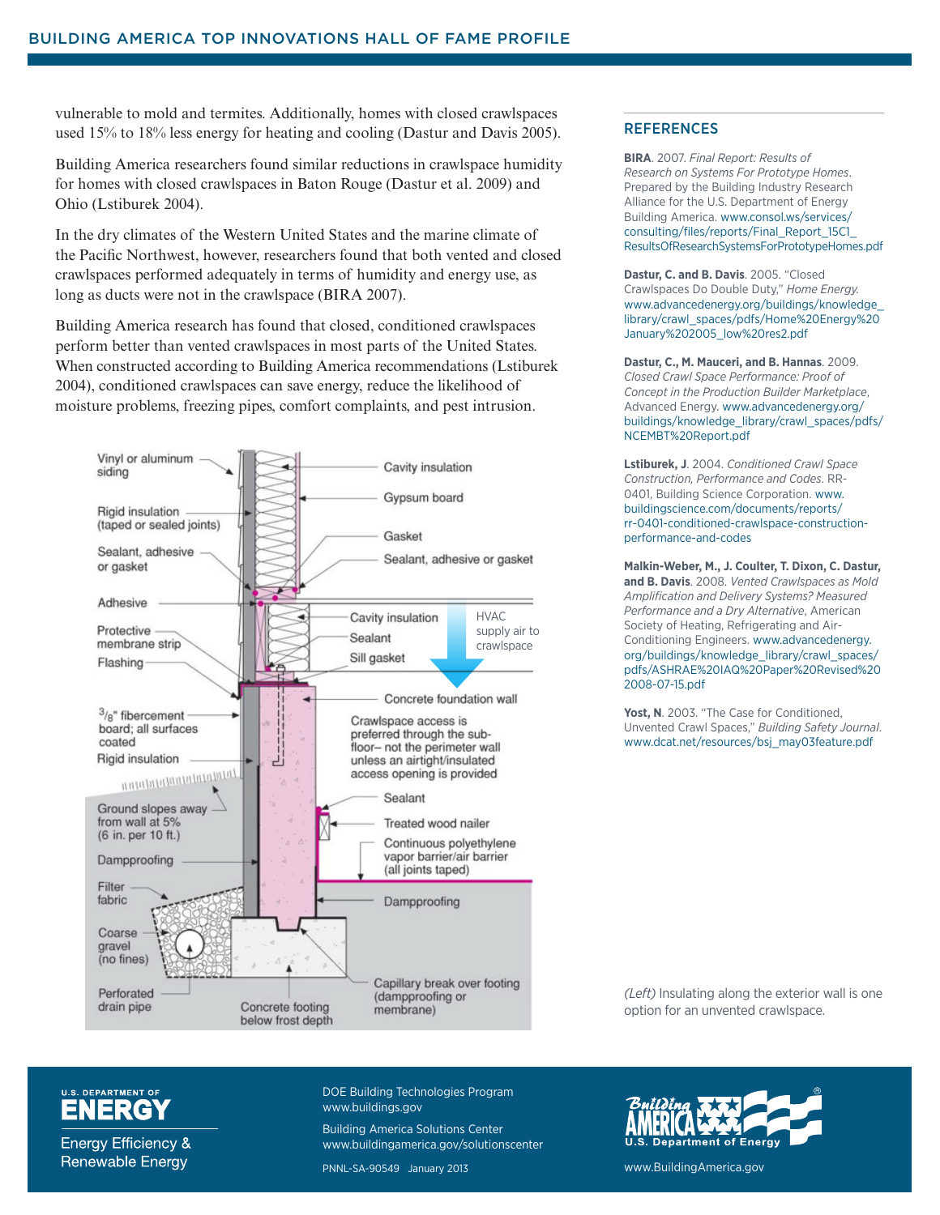vulnerable to mold and termites. Additionally, homes with closed crawlspaces used 15% to 18% less energy for heating and cooling (Dastur and Davis 2005).

Building America researchers found similar reductions in crawlspace humidity for homes with closed crawlspaces in Baton Rouge (Dastur et al. 2009) and Ohio (Lstiburek 2004).

In the dry climates of the Western United States and the marine climate of the Pacific Northwest, however, researchers found that both vented and closed crawlspaces performed adequately in terms of humidity and energy use, as long as ducts were not in the crawlspace (BIRA 2007).

Building America research has found that closed, conditioned crawlspaces perform better than vented crawlspaces in most parts of the United States. When constructed according to Building America recommendations (Lstiburek 2004), conditioned crawlspaces can save energy, reduce the likelihood of moisture problems, freezing pipes, comfort complaints, and pest intrusion.

Vinyl or aluminum siding
Rigid insulation (taped or sealed joints)
Sealant, adhesive or gasket
Adhesive
Protective membrane strip
Flashing
3/8" fibercement board; all surfaces coated
Rigid insulation
Ground slopes away from wall at 5% (6 in. per 10 ft.)
Dampproofing
Filter fabric
Coarse gravel (no fines)
Perforated drain pipe
Concrete footing below frost depth
Cavity insulation
Gypsum board
Gasket
Sealant, adhesive or gasket
Cavity insulation
Sealant
Sill gasket
HVAC supply air to crawlspace
Concrete foundation wall
Crawlspace access is preferred through the sub-floor– not the perimeter wall unless an airtight/insulated access opening is provided
Sealant
Treated wood nailer
Continuous polyethylene vapor barrier/air barrier (all joints taped)
Dampproofing
Capillary break over footing (dampproofing or membrane)

*(Left)* Insulating along the exterior wall is one option for an unvented crawlspace.

## REFERENCES

**BIRA**. 2007. *Final Report: Results of Research on Systems For Prototype Homes*. Prepared by the Building Industry Research Alliance for the U.S. Department of Energy Building America. www.consol.ws/services/consulting/files/reports/Final_Report_15C1_ResultsOfResearchSystemsForPrototypeHomes.pdf

**Dastur, C. and B. Davis**. 2005. "Closed Crawlspaces Do Double Duty," *Home Energy*. www.advancedenergy.org/buildings/knowledge_library/crawl_spaces/pdfs/Home%20Energy%20January%202005_low%20res2.pdf

**Dastur, C., M. Mauceri, and B. Hannas**. 2009. *Closed Crawl Space Performance: Proof of Concept in the Production Builder Marketplace*, Advanced Energy. www.advancedenergy.org/buildings/knowledge_library/crawl_spaces/pdfs/NCEMBT%20Report.pdf

**Lstiburek, J**. 2004. *Conditioned Crawl Space Construction, Performance and Codes*. RR-0401, Building Science Corporation. www.buildingscience.com/documents/reports/rr-0401-conditioned-crawlspace-construction-performance-and-codes

**Malkin-Weber, M., J. Coulter, T. Dixon, C. Dastur, and B. Davis**. 2008. *Vented Crawlspaces as Mold Amplification and Delivery Systems? Measured Performance and a Dry Alternative*, American Society of Heating, Refrigerating and Air-Conditioning Engineers. www.advancedenergy.org/buildings/knowledge_library/crawl_spaces/pdfs/ASHRAE%20IAQ%20Paper%20Revised%202008-07-15.pdf

**Yost, N**. 2003. "The Case for Conditioned, Unvented Crawl Spaces," *Building Safety Journal*. www.dcat.net/resources/bsj_may03feature.pdf

U.S. DEPARTMENT OF ENERGY

Energy Efficiency & Renewable Energy

DOE Building Technologies Program
www.buildings.gov

Building America Solutions Center
www.buildingamerica.gov/solutionscenter

PNNL-SA-90549 January 2013

Building America U.S. Department of Energy

www.BuildingAmerica.gov